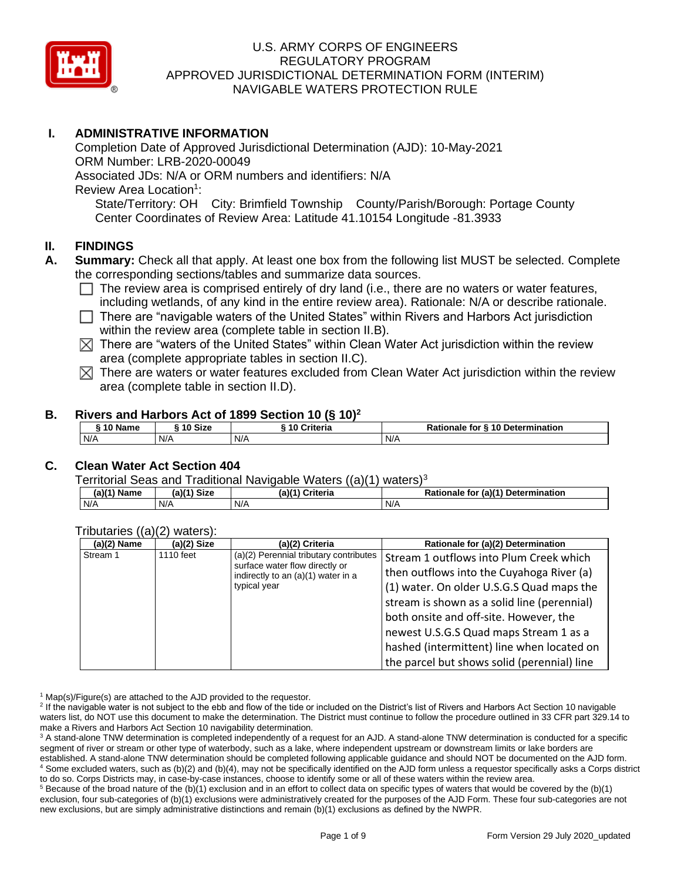# U.S. ARMY CORPS OF ENGINEERS
# REGULATORY PROGRAM
# APPROVED JURISDICTIONAL DETERMINATION FORM (INTERIM)
# NAVIGABLE WATERS PROTECTION RULE

## I. ADMINISTRATIVE INFORMATION

Completion Date of Approved Jurisdictional Determination (AJD): 10-May-2021
ORM Number: LRB-2020-00049
Associated JDs: N/A or ORM numbers and identifiers: N/A
Review Area Location[1]:
State/Territory: OH City: Brimfield Township County/Parish/Borough: Portage County
Center Coordinates of Review Area: Latitude 41.10154 Longitude -81.3933

## II. FINDINGS

**A. Summary:** Check all that apply. At least one box from the following list MUST be selected. Complete the corresponding sections/tables and summarize data sources.

☐ The review area is comprised entirely of dry land (i.e., there are no waters or water features, including wetlands, of any kind in the entire review area). Rationale: N/A or describe rationale.

☐ There are "navigable waters of the United States" within Rivers and Harbors Act jurisdiction within the review area (complete table in section II.B).

☒ There are "waters of the United States" within Clean Water Act jurisdiction within the review area (complete appropriate tables in section II.C).

☒ There are waters or water features excluded from Clean Water Act jurisdiction within the review area (complete table in section II.D).

**B. Rivers and Harbors Act of 1899 Section 10 (§ 10)[2]**

| § 10 Name | § 10 Size | § 10 Criteria | Rationale for § 10 Determination |
|---|---|---|---|
| N/A | N/A | N/A | N/A |

**C. Clean Water Act Section 404**

Territorial Seas and Traditional Navigable Waters ((a)(1) waters)[3]

| (a)(1) Name | (a)(1) Size | (a)(1) Criteria | Rationale for (a)(1) Determination |
|---|---|---|---|
| N/A | N/A | N/A | N/A |

Tributaries ((a)(2) waters):

| (a)(2) Name | (a)(2) Size | (a)(2) Criteria | Rationale for (a)(2) Determination |
|---|---|---|---|
| Stream 1 | 1110 feet | (a)(2) Perennial tributary contributes surface water flow directly or indirectly to an (a)(1) water in a typical year | Stream 1 outflows into Plum Creek which then outflows into the Cuyahoga River (a)(1) water. On older U.S.G.S Quad maps the stream is shown as a solid line (perennial) both onsite and off-site. However, the newest U.S.G.S Quad maps Stream 1 as a hashed (intermittent) line when located on the parcel but shows solid (perennial) line |

[1] Map(s)/Figure(s) are attached to the AJD provided to the requestor.
[2] If the navigable water is not subject to the ebb and flow of the tide or included on the District's list of Rivers and Harbors Act Section 10 navigable waters list, do NOT use this document to make the determination. The District must continue to follow the procedure outlined in 33 CFR part 329.14 to make a Rivers and Harbors Act Section 10 navigability determination.
[3] A stand-alone TNW determination is completed independently of a request for an AJD. A stand-alone TNW determination is conducted for a specific segment of river or stream or other type of waterbody, such as a lake, where independent upstream or downstream limits or lake borders are established. A stand-alone TNW determination should be completed following applicable guidance and should NOT be documented on the AJD form.
[4] Some excluded waters, such as (b)(2) and (b)(4), may not be specifically identified on the AJD form unless a requestor specifically asks a Corps district to do so. Corps Districts may, in case-by-case instances, choose to identify some or all of these waters within the review area.
[5] Because of the broad nature of the (b)(1) exclusion and in an effort to collect data on specific types of waters that would be covered by the (b)(1) exclusion, four sub-categories of (b)(1) exclusions were administratively created for the purposes of the AJD Form. These four sub-categories are not new exclusions, but are simply administrative distinctions and remain (b)(1) exclusions as defined by the NWPR.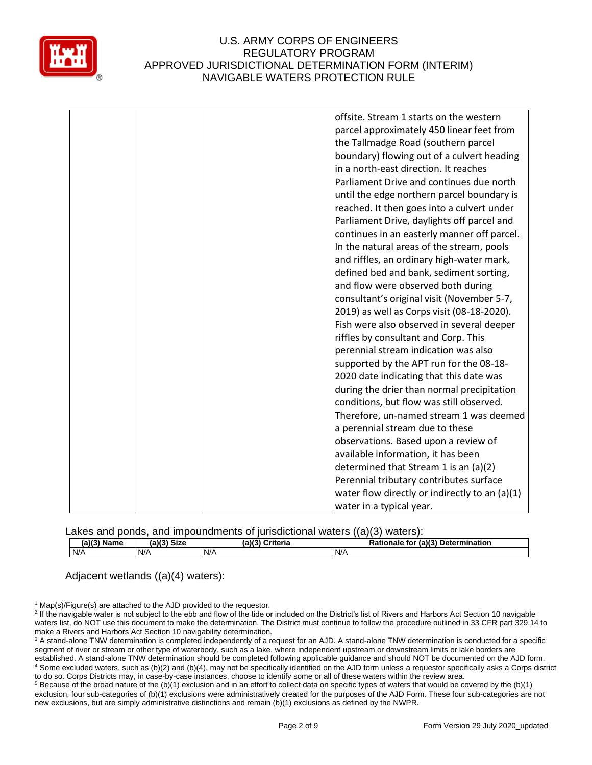| | | | offsite. Stream 1 starts on the western parcel approximately 450 linear feet from the Tallmadge Road (southern parcel boundary) flowing out of a culvert heading in a north-east direction. It reaches Parliament Drive and continues due north until the edge northern parcel boundary is reached. It then goes into a culvert under Parliament Drive, daylights off parcel and continues in an easterly manner off parcel. In the natural areas of the stream, pools and riffles, an ordinary high-water mark, defined bed and bank, sediment sorting, and flow were observed both during consultant's original visit (November 5-7, 2019) as well as Corps visit (08-18-2020). Fish were also observed in several deeper riffles by consultant and Corp. This perennial stream indication was also supported by the APT run for the 08-18-2020 date indicating that this date was during the drier than normal precipitation conditions, but flow was still observed. Therefore, un-named stream 1 was deemed a perennial stream due to these observations. Based upon a review of available information, it has been determined that Stream 1 is an (a)(2) Perennial tributary contributes surface water flow directly or indirectly to an (a)(1) water in a typical year. |
|---|---|---|---|

Lakes and ponds, and impoundments of jurisdictional waters ((a)(3) waters):

| (a)(3) Name | (a)(3) Size | (a)(3) Criteria | Rationale for (a)(3) Determination |
|---|---|---|---|
| N/A | N/A | N/A | N/A |

Adjacent wetlands ((a)(4) waters):

[1] Map(s)/Figure(s) are attached to the AJD provided to the requestor.

[2] If the navigable water is not subject to the ebb and flow of the tide or included on the District's list of Rivers and Harbors Act Section 10 navigable waters list, do NOT use this document to make the determination. The District must continue to follow the procedure outlined in 33 CFR part 329.14 to make a Rivers and Harbors Act Section 10 navigability determination.

[3] A stand-alone TNW determination is completed independently of a request for an AJD. A stand-alone TNW determination is conducted for a specific segment of river or stream or other type of waterbody, such as a lake, where independent upstream or downstream limits or lake borders are established. A stand-alone TNW determination should be completed following applicable guidance and should NOT be documented on the AJD form.

[4] Some excluded waters, such as (b)(2) and (b)(4), may not be specifically identified on the AJD form unless a requestor specifically asks a Corps district to do so. Corps Districts may, in case-by-case instances, choose to identify some or all of these waters within the review area.

[5] Because of the broad nature of the (b)(1) exclusion and in an effort to collect data on specific types of waters that would be covered by the (b)(1) exclusion, four sub-categories of (b)(1) exclusions were administratively created for the purposes of the AJD Form. These four sub-categories are not new exclusions, but are simply administrative distinctions and remain (b)(1) exclusions as defined by the NWPR.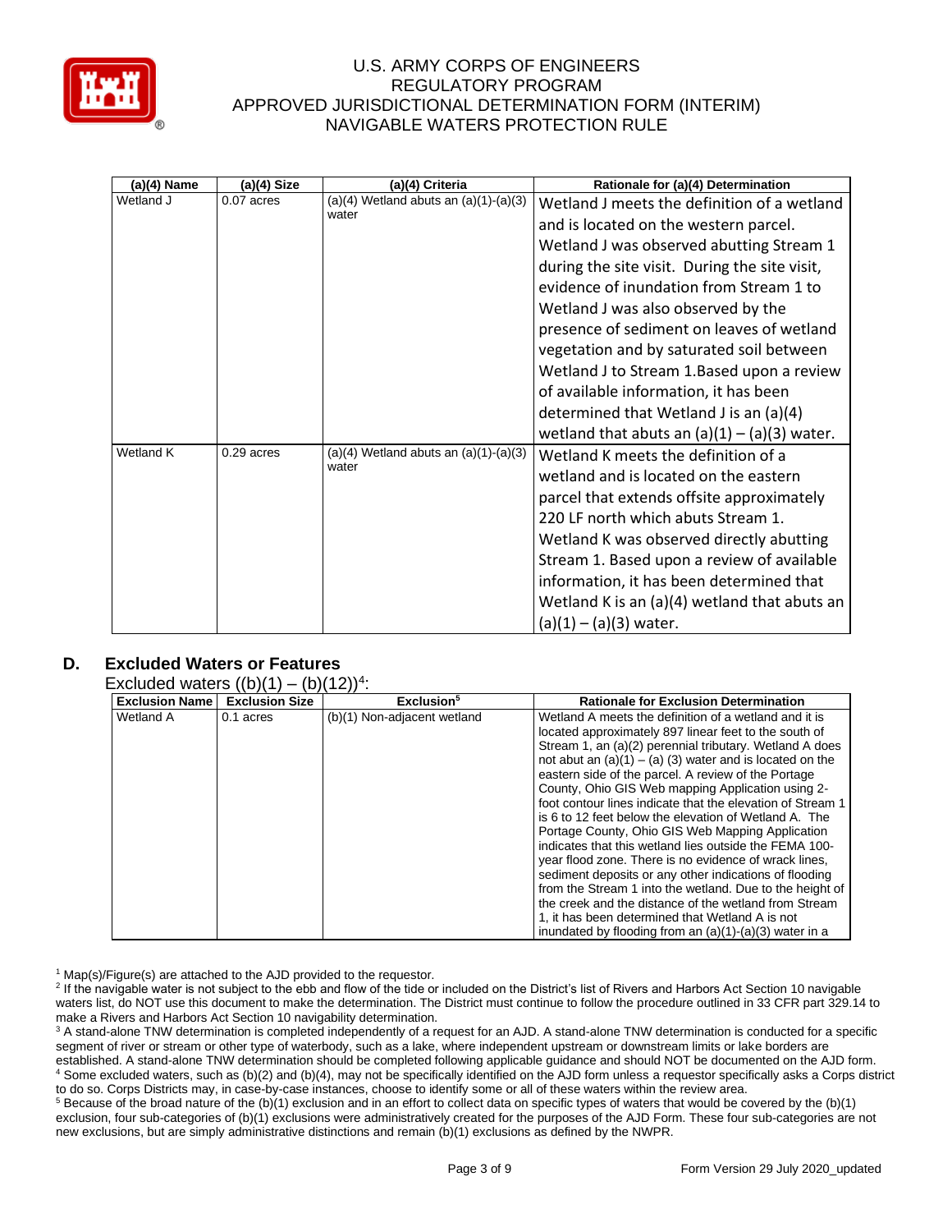| (a)(4) Name | (a)(4) Size | (a)(4) Criteria | Rationale for (a)(4) Determination |
|---|---|---|---|
| Wetland J | 0.07 acres | (a)(4) Wetland abuts an (a)(1)-(a)(3) water | Wetland J meets the definition of a wetland and is located on the western parcel. Wetland J was observed abutting Stream 1 during the site visit. During the site visit, evidence of inundation from Stream 1 to Wetland J was also observed by the presence of sediment on leaves of wetland vegetation and by saturated soil between Wetland J to Stream 1.Based upon a review of available information, it has been determined that Wetland J is an (a)(4) wetland that abuts an (a)(1) – (a)(3) water. |
| Wetland K | 0.29 acres | (a)(4) Wetland abuts an (a)(1)-(a)(3) water | Wetland K meets the definition of a wetland and is located on the eastern parcel that extends offsite approximately 220 LF north which abuts Stream 1. Wetland K was observed directly abutting Stream 1. Based upon a review of available information, it has been determined that Wetland K is an (a)(4) wetland that abuts an (a)(1) – (a)(3) water. |

## D. Excluded Waters or Features

Excluded waters ((b)(1) – (b)(12))[4]:

| Exclusion Name | Exclusion Size | Exclusion[5] | Rationale for Exclusion Determination |
|---|---|---|---|
| Wetland A | 0.1 acres | (b)(1) Non-adjacent wetland | Wetland A meets the definition of a wetland and it is located approximately 897 linear feet to the south of Stream 1, an (a)(2) perennial tributary. Wetland A does not abut an (a)(1) – (a) (3) water and is located on the eastern side of the parcel. A review of the Portage County, Ohio GIS Web mapping Application using 2-foot contour lines indicate that the elevation of Stream 1 is 6 to 12 feet below the elevation of Wetland A. The Portage County, Ohio GIS Web Mapping Application indicates that this wetland lies outside the FEMA 100-year flood zone. There is no evidence of wrack lines, sediment deposits or any other indications of flooding from the Stream 1 into the wetland. Due to the height of the creek and the distance of the wetland from Stream 1, it has been determined that Wetland A is not inundated by flooding from an (a)(1)-(a)(3) water in a |

[1] Map(s)/Figure(s) are attached to the AJD provided to the requestor.

[2] If the navigable water is not subject to the ebb and flow of the tide or included on the District's list of Rivers and Harbors Act Section 10 navigable waters list, do NOT use this document to make the determination. The District must continue to follow the procedure outlined in 33 CFR part 329.14 to make a Rivers and Harbors Act Section 10 navigability determination.

[3] A stand-alone TNW determination is completed independently of a request for an AJD. A stand-alone TNW determination is conducted for a specific segment of river or stream or other type of waterbody, such as a lake, where independent upstream or downstream limits or lake borders are established. A stand-alone TNW determination should be completed following applicable guidance and should NOT be documented on the AJD form.

[4] Some excluded waters, such as (b)(2) and (b)(4), may not be specifically identified on the AJD form unless a requestor specifically asks a Corps district to do so. Corps Districts may, in case-by-case instances, choose to identify some or all of these waters within the review area.

[5] Because of the broad nature of the (b)(1) exclusion and in an effort to collect data on specific types of waters that would be covered by the (b)(1) exclusion, four sub-categories of (b)(1) exclusions were administratively created for the purposes of the AJD Form. These four sub-categories are not new exclusions, but are simply administrative distinctions and remain (b)(1) exclusions as defined by the NWPR.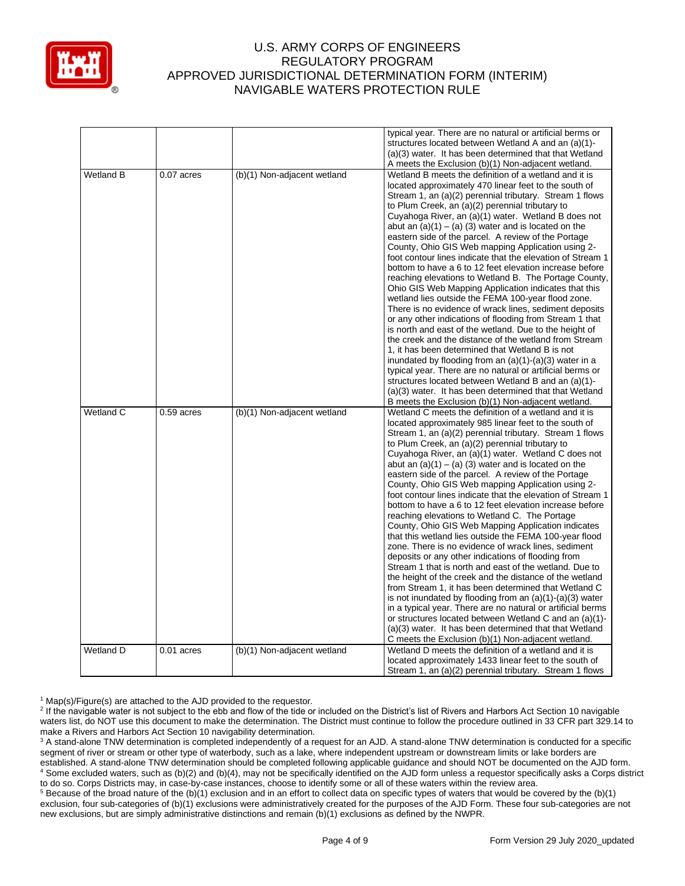| | | | |
|---|---|---|---|
| | | | typical year. There are no natural or artificial berms or structures located between Wetland A and an (a)(1)-(a)(3) water. It has been determined that that Wetland A meets the Exclusion (b)(1) Non-adjacent wetland. |
| Wetland B | 0.07 acres | (b)(1) Non-adjacent wetland | Wetland B meets the definition of a wetland and it is located approximately 470 linear feet to the south of Stream 1, an (a)(2) perennial tributary. Stream 1 flows to Plum Creek, an (a)(2) perennial tributary to Cuyahoga River, an (a)(1) water. Wetland B does not abut an (a)(1) – (a) (3) water and is located on the eastern side of the parcel. A review of the Portage County, Ohio GIS Web mapping Application using 2-foot contour lines indicate that the elevation of Stream 1 bottom to have a 6 to 12 feet elevation increase before reaching elevations to Wetland B. The Portage County, Ohio GIS Web Mapping Application indicates that this wetland lies outside the FEMA 100-year flood zone. There is no evidence of wrack lines, sediment deposits or any other indications of flooding from Stream 1 that is north and east of the wetland. Due to the height of the creek and the distance of the wetland from Stream 1, it has been determined that Wetland B is not inundated by flooding from an (a)(1)-(a)(3) water in a typical year. There are no natural or artificial berms or structures located between Wetland B and an (a)(1)-(a)(3) water. It has been determined that that Wetland B meets the Exclusion (b)(1) Non-adjacent wetland. |
| Wetland C | 0.59 acres | (b)(1) Non-adjacent wetland | Wetland C meets the definition of a wetland and it is located approximately 985 linear feet to the south of Stream 1, an (a)(2) perennial tributary. Stream 1 flows to Plum Creek, an (a)(2) perennial tributary to Cuyahoga River, an (a)(1) water. Wetland C does not abut an (a)(1) – (a) (3) water and is located on the eastern side of the parcel. A review of the Portage County, Ohio GIS Web mapping Application using 2-foot contour lines indicate that the elevation of Stream 1 bottom to have a 6 to 12 feet elevation increase before reaching elevations to Wetland C. The Portage County, Ohio GIS Web Mapping Application indicates that this wetland lies outside the FEMA 100-year flood zone. There is no evidence of wrack lines, sediment deposits or any other indications of flooding from Stream 1 that is north and east of the wetland. Due to the height of the creek and the distance of the wetland from Stream 1, it has been determined that Wetland C is not inundated by flooding from an (a)(1)-(a)(3) water in a typical year. There are no natural or artificial berms or structures located between Wetland C and an (a)(1)-(a)(3) water. It has been determined that that Wetland C meets the Exclusion (b)(1) Non-adjacent wetland. |
| Wetland D | 0.01 acres | (b)(1) Non-adjacent wetland | Wetland D meets the definition of a wetland and it is located approximately 1433 linear feet to the south of Stream 1, an (a)(2) perennial tributary. Stream 1 flows |

[1] Map(s)/Figure(s) are attached to the AJD provided to the requestor.

[2] If the navigable water is not subject to the ebb and flow of the tide or included on the District's list of Rivers and Harbors Act Section 10 navigable waters list, do NOT use this document to make the determination. The District must continue to follow the procedure outlined in 33 CFR part 329.14 to make a Rivers and Harbors Act Section 10 navigability determination.

[3] A stand-alone TNW determination is completed independently of a request for an AJD. A stand-alone TNW determination is conducted for a specific segment of river or stream or other type of waterbody, such as a lake, where independent upstream or downstream limits or lake borders are established. A stand-alone TNW determination should be completed following applicable guidance and should NOT be documented on the AJD form.

[4] Some excluded waters, such as (b)(2) and (b)(4), may not be specifically identified on the AJD form unless a requestor specifically asks a Corps district to do so. Corps Districts may, in case-by-case instances, choose to identify some or all of these waters within the review area.

[5] Because of the broad nature of the (b)(1) exclusion and in an effort to collect data on specific types of waters that would be covered by the (b)(1) exclusion, four sub-categories of (b)(1) exclusions were administratively created for the purposes of the AJD Form. These four sub-categories are not new exclusions, but are simply administrative distinctions and remain (b)(1) exclusions as defined by the NWPR.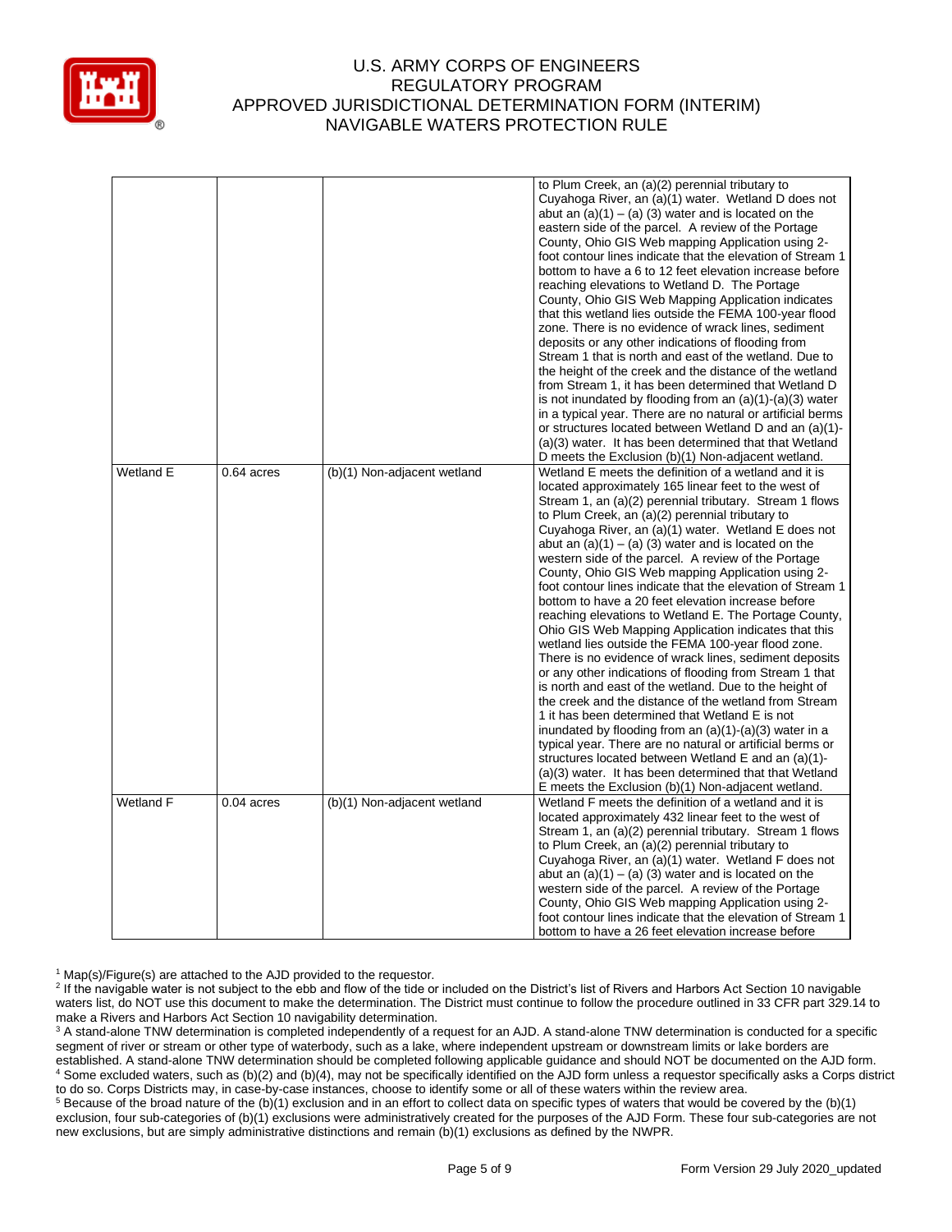| | | | |
|---|---|---|---|
| | | | to Plum Creek, an (a)(2) perennial tributary to Cuyahoga River, an (a)(1) water. Wetland D does not abut an (a)(1) – (a) (3) water and is located on the eastern side of the parcel. A review of the Portage County, Ohio GIS Web mapping Application using 2-foot contour lines indicate that the elevation of Stream 1 bottom to have a 6 to 12 feet elevation increase before reaching elevations to Wetland D. The Portage County, Ohio GIS Web Mapping Application indicates that this wetland lies outside the FEMA 100-year flood zone. There is no evidence of wrack lines, sediment deposits or any other indications of flooding from Stream 1 that is north and east of the wetland. Due to the height of the creek and the distance of the wetland from Stream 1, it has been determined that Wetland D is not inundated by flooding from an (a)(1)-(a)(3) water in a typical year. There are no natural or artificial berms or structures located between Wetland D and an (a)(1)-(a)(3) water. It has been determined that that Wetland D meets the Exclusion (b)(1) Non-adjacent wetland. |
| Wetland E | 0.64 acres | (b)(1) Non-adjacent wetland | Wetland E meets the definition of a wetland and it is located approximately 165 linear feet to the west of Stream 1, an (a)(2) perennial tributary. Stream 1 flows to Plum Creek, an (a)(2) perennial tributary to Cuyahoga River, an (a)(1) water. Wetland E does not abut an (a)(1) – (a) (3) water and is located on the western side of the parcel. A review of the Portage County, Ohio GIS Web mapping Application using 2-foot contour lines indicate that the elevation of Stream 1 bottom to have a 20 feet elevation increase before reaching elevations to Wetland E. The Portage County, Ohio GIS Web Mapping Application indicates that this wetland lies outside the FEMA 100-year flood zone. There is no evidence of wrack lines, sediment deposits or any other indications of flooding from Stream 1 that is north and east of the wetland. Due to the height of the creek and the distance of the wetland from Stream 1 it has been determined that Wetland E is not inundated by flooding from an (a)(1)-(a)(3) water in a typical year. There are no natural or artificial berms or structures located between Wetland E and an (a)(1)-(a)(3) water. It has been determined that that Wetland E meets the Exclusion (b)(1) Non-adjacent wetland. |
| Wetland F | 0.04 acres | (b)(1) Non-adjacent wetland | Wetland F meets the definition of a wetland and it is located approximately 432 linear feet to the west of Stream 1, an (a)(2) perennial tributary. Stream 1 flows to Plum Creek, an (a)(2) perennial tributary to Cuyahoga River, an (a)(1) water. Wetland F does not abut an (a)(1) – (a) (3) water and is located on the western side of the parcel. A review of the Portage County, Ohio GIS Web mapping Application using 2-foot contour lines indicate that the elevation of Stream 1 bottom to have a 26 feet elevation increase before |

[1] Map(s)/Figure(s) are attached to the AJD provided to the requestor.

[2] If the navigable water is not subject to the ebb and flow of the tide or included on the District's list of Rivers and Harbors Act Section 10 navigable waters list, do NOT use this document to make the determination. The District must continue to follow the procedure outlined in 33 CFR part 329.14 to make a Rivers and Harbors Act Section 10 navigability determination.

[3] A stand-alone TNW determination is completed independently of a request for an AJD. A stand-alone TNW determination is conducted for a specific segment of river or stream or other type of waterbody, such as a lake, where independent upstream or downstream limits or lake borders are established. A stand-alone TNW determination should be completed following applicable guidance and should NOT be documented on the AJD form.

[4] Some excluded waters, such as (b)(2) and (b)(4), may not be specifically identified on the AJD form unless a requestor specifically asks a Corps district to do so. Corps Districts may, in case-by-case instances, choose to identify some or all of these waters within the review area.

[5] Because of the broad nature of the (b)(1) exclusion and in an effort to collect data on specific types of waters that would be covered by the (b)(1) exclusion, four sub-categories of (b)(1) exclusions were administratively created for the purposes of the AJD Form. These four sub-categories are not new exclusions, but are simply administrative distinctions and remain (b)(1) exclusions as defined by the NWPR.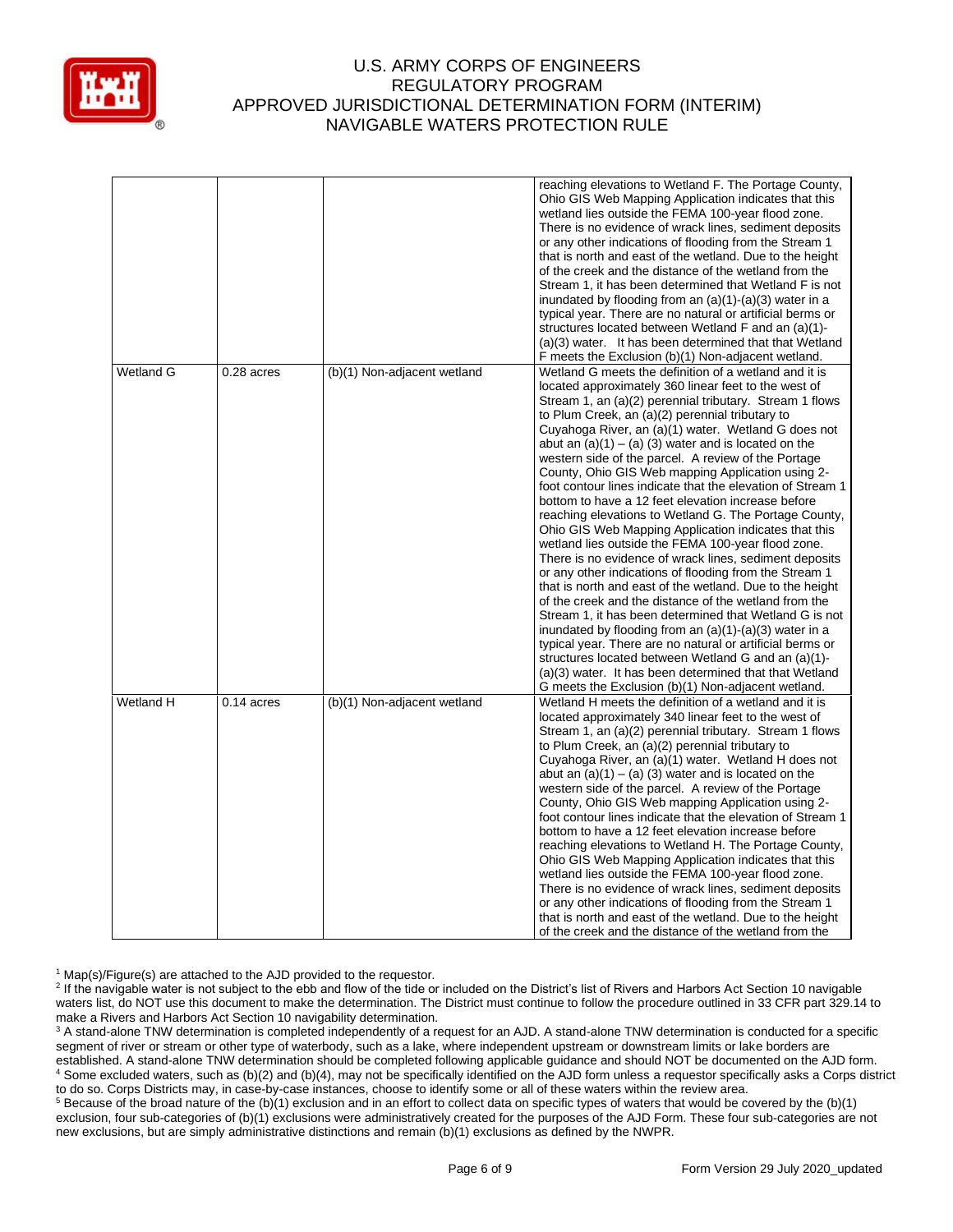| | | | |
|---|---|---|---|
| | | | reaching elevations to Wetland F. The Portage County, Ohio GIS Web Mapping Application indicates that this wetland lies outside the FEMA 100-year flood zone. There is no evidence of wrack lines, sediment deposits or any other indications of flooding from the Stream 1 that is north and east of the wetland. Due to the height of the creek and the distance of the wetland from the Stream 1, it has been determined that Wetland F is not inundated by flooding from an (a)(1)-(a)(3) water in a typical year. There are no natural or artificial berms or structures located between Wetland F and an (a)(1)-(a)(3) water. It has been determined that that Wetland F meets the Exclusion (b)(1) Non-adjacent wetland. |
| Wetland G | 0.28 acres | (b)(1) Non-adjacent wetland | Wetland G meets the definition of a wetland and it is located approximately 360 linear feet to the west of Stream 1, an (a)(2) perennial tributary. Stream 1 flows to Plum Creek, an (a)(2) perennial tributary to Cuyahoga River, an (a)(1) water. Wetland G does not abut an (a)(1) – (a) (3) water and is located on the western side of the parcel. A review of the Portage County, Ohio GIS Web mapping Application using 2-foot contour lines indicate that the elevation of Stream 1 bottom to have a 12 feet elevation increase before reaching elevations to Wetland G. The Portage County, Ohio GIS Web Mapping Application indicates that this wetland lies outside the FEMA 100-year flood zone. There is no evidence of wrack lines, sediment deposits or any other indications of flooding from the Stream 1 that is north and east of the wetland. Due to the height of the creek and the distance of the wetland from the Stream 1, it has been determined that Wetland G is not inundated by flooding from an (a)(1)-(a)(3) water in a typical year. There are no natural or artificial berms or structures located between Wetland G and an (a)(1)-(a)(3) water. It has been determined that that Wetland G meets the Exclusion (b)(1) Non-adjacent wetland. |
| Wetland H | 0.14 acres | (b)(1) Non-adjacent wetland | Wetland H meets the definition of a wetland and it is located approximately 340 linear feet to the west of Stream 1, an (a)(2) perennial tributary. Stream 1 flows to Plum Creek, an (a)(2) perennial tributary to Cuyahoga River, an (a)(1) water. Wetland H does not abut an (a)(1) – (a) (3) water and is located on the western side of the parcel. A review of the Portage County, Ohio GIS Web mapping Application using 2-foot contour lines indicate that the elevation of Stream 1 bottom to have a 12 feet elevation increase before reaching elevations to Wetland H. The Portage County, Ohio GIS Web Mapping Application indicates that this wetland lies outside the FEMA 100-year flood zone. There is no evidence of wrack lines, sediment deposits or any other indications of flooding from the Stream 1 that is north and east of the wetland. Due to the height of the creek and the distance of the wetland from the |

[1] Map(s)/Figure(s) are attached to the AJD provided to the requestor.

[2] If the navigable water is not subject to the ebb and flow of the tide or included on the District's list of Rivers and Harbors Act Section 10 navigable waters list, do NOT use this document to make the determination. The District must continue to follow the procedure outlined in 33 CFR part 329.14 to make a Rivers and Harbors Act Section 10 navigability determination.

[3] A stand-alone TNW determination is completed independently of a request for an AJD. A stand-alone TNW determination is conducted for a specific segment of river or stream or other type of waterbody, such as a lake, where independent upstream or downstream limits or lake borders are established. A stand-alone TNW determination should be completed following applicable guidance and should NOT be documented on the AJD form.

[4] Some excluded waters, such as (b)(2) and (b)(4), may not be specifically identified on the AJD form unless a requestor specifically asks a Corps district to do so. Corps Districts may, in case-by-case instances, choose to identify some or all of these waters within the review area.

[5] Because of the broad nature of the (b)(1) exclusion and in an effort to collect data on specific types of waters that would be covered by the (b)(1) exclusion, four sub-categories of (b)(1) exclusions were administratively created for the purposes of the AJD Form. These four sub-categories are not new exclusions, but are simply administrative distinctions and remain (b)(1) exclusions as defined by the NWPR.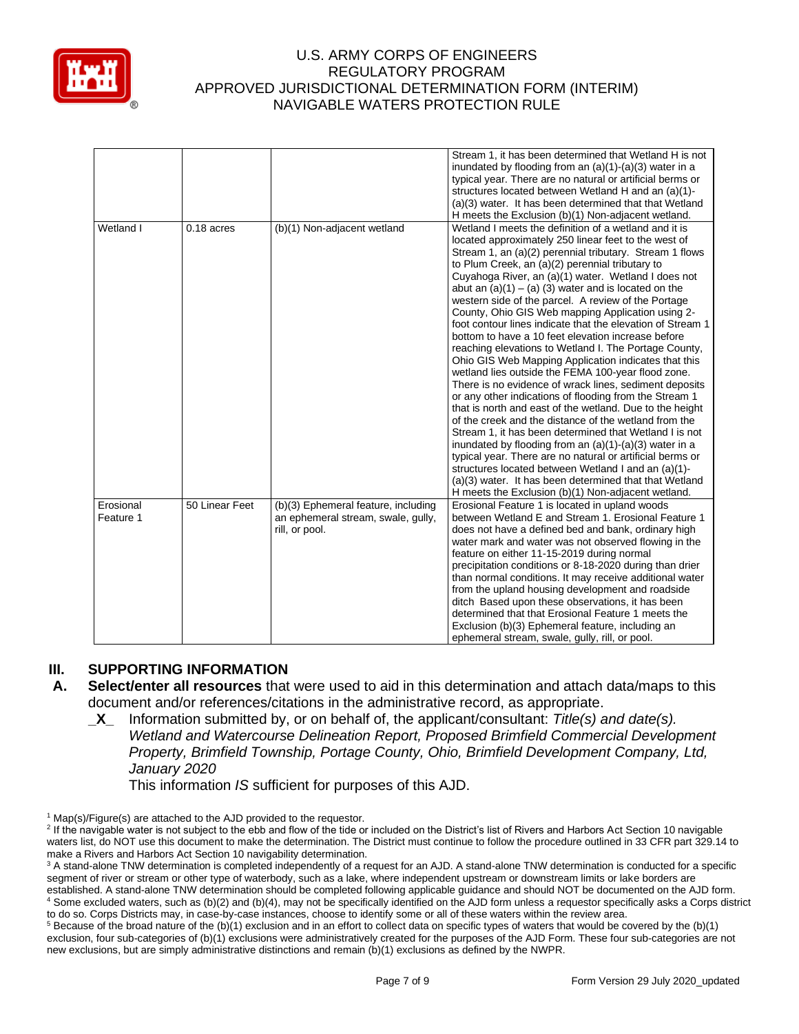| | | | |
|---|---|---|---|
| | | | Stream 1, it has been determined that Wetland H is not inundated by flooding from an (a)(1)-(a)(3) water in a typical year. There are no natural or artificial berms or structures located between Wetland H and an (a)(1)-(a)(3) water. It has been determined that that Wetland H meets the Exclusion (b)(1) Non-adjacent wetland. |
| Wetland I | 0.18 acres | (b)(1) Non-adjacent wetland | Wetland I meets the definition of a wetland and it is located approximately 250 linear feet to the west of Stream 1, an (a)(2) perennial tributary. Stream 1 flows to Plum Creek, an (a)(2) perennial tributary to Cuyahoga River, an (a)(1) water. Wetland I does not abut an (a)(1) – (a) (3) water and is located on the western side of the parcel. A review of the Portage County, Ohio GIS Web mapping Application using 2-foot contour lines indicate that the elevation of Stream 1 bottom to have a 10 feet elevation increase before reaching elevations to Wetland I. The Portage County, Ohio GIS Web Mapping Application indicates that this wetland lies outside the FEMA 100-year flood zone. There is no evidence of wrack lines, sediment deposits or any other indications of flooding from the Stream 1 that is north and east of the wetland. Due to the height of the creek and the distance of the wetland from the Stream 1, it has been determined that Wetland I is not inundated by flooding from an (a)(1)-(a)(3) water in a typical year. There are no natural or artificial berms or structures located between Wetland I and an (a)(1)-(a)(3) water. It has been determined that that Wetland H meets the Exclusion (b)(1) Non-adjacent wetland. |
| Erosional Feature 1 | 50 Linear Feet | (b)(3) Ephemeral feature, including an ephemeral stream, swale, gully, rill, or pool. | Erosional Feature 1 is located in upland woods between Wetland E and Stream 1. Erosional Feature 1 does not have a defined bed and bank, ordinary high water mark and water was not observed flowing in the feature on either 11-15-2019 during normal precipitation conditions or 8-18-2020 during than drier than normal conditions. It may receive additional water from the upland housing development and roadside ditch Based upon these observations, it has been determined that that Erosional Feature 1 meets the Exclusion (b)(3) Ephemeral feature, including an ephemeral stream, swale, gully, rill, or pool. |

## III. SUPPORTING INFORMATION

**A. Select/enter all resources** that were used to aid in this determination and attach data/maps to this document and/or references/citations in the administrative record, as appropriate.

_**X**_ Information submitted by, or on behalf of, the applicant/consultant: *Title(s) and date(s). Wetland and Watercourse Delineation Report, Proposed Brimfield Commercial Development Property, Brimfield Township, Portage County, Ohio, Brimfield Development Company, Ltd, January 2020*

This information *IS* sufficient for purposes of this AJD.

[1] Map(s)/Figure(s) are attached to the AJD provided to the requestor.

[2] If the navigable water is not subject to the ebb and flow of the tide or included on the District's list of Rivers and Harbors Act Section 10 navigable waters list, do NOT use this document to make the determination. The District must continue to follow the procedure outlined in 33 CFR part 329.14 to make a Rivers and Harbors Act Section 10 navigability determination.

[3] A stand-alone TNW determination is completed independently of a request for an AJD. A stand-alone TNW determination is conducted for a specific segment of river or stream or other type of waterbody, such as a lake, where independent upstream or downstream limits or lake borders are established. A stand-alone TNW determination should be completed following applicable guidance and should NOT be documented on the AJD form.

[4] Some excluded waters, such as (b)(2) and (b)(4), may not be specifically identified on the AJD form unless a requestor specifically asks a Corps district to do so. Corps Districts may, in case-by-case instances, choose to identify some or all of these waters within the review area.

[5] Because of the broad nature of the (b)(1) exclusion and in an effort to collect data on specific types of waters that would be covered by the (b)(1) exclusion, four sub-categories of (b)(1) exclusions were administratively created for the purposes of the AJD Form. These four sub-categories are not new exclusions, but are simply administrative distinctions and remain (b)(1) exclusions as defined by the NWPR.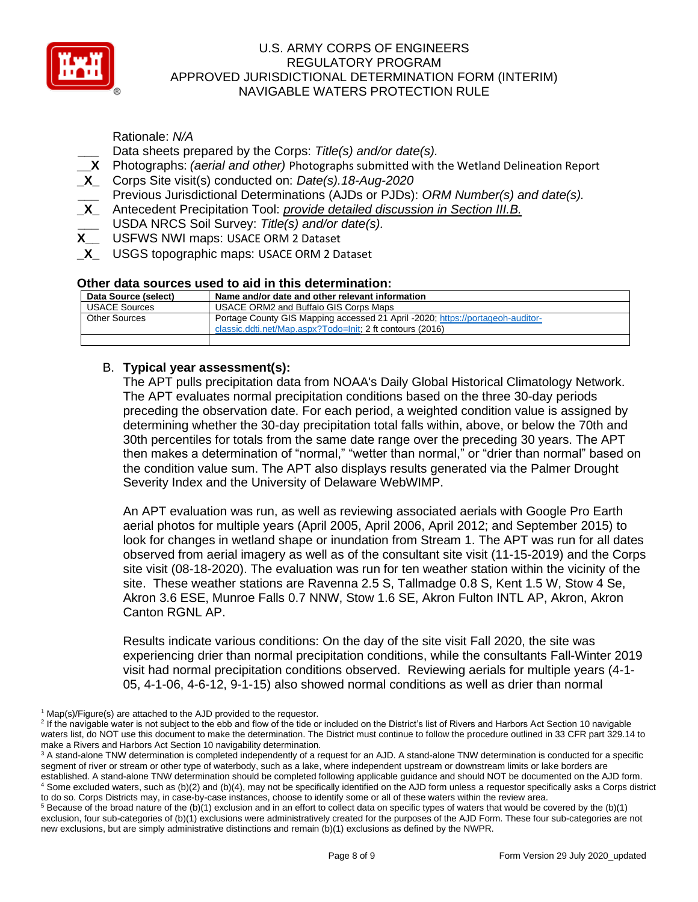Rationale: *N/A*

___ Data sheets prepared by the Corps: *Title(s) and/or date(s).*
__X Photographs: *(aerial and other)* Photographs submitted with the Wetland Delineation Report
_X_ Corps Site visit(s) conducted on: *Date(s).18-Aug-2020*
___ Previous Jurisdictional Determinations (AJDs or PJDs): *ORM Number(s) and date(s).*
_X_ Antecedent Precipitation Tool: *provide detailed discussion in Section III.B.*
___ USDA NRCS Soil Survey: *Title(s) and/or date(s).*
X__ USFWS NWI maps: USACE ORM 2 Dataset
_X_ USGS topographic maps: USACE ORM 2 Dataset

**Other data sources used to aid in this determination:**

| Data Source (select) | Name and/or date and other relevant information |
|---|---|
| USACE Sources | USACE ORM2 and Buffalo GIS Corps Maps |
| Other Sources | Portage County GIS Mapping accessed 21 April -2020; https://portageoh-auditor-classic.ddti.net/Map.aspx?Todo=Init; 2 ft contours (2016) |
| | |

B. **Typical year assessment(s):**
The APT pulls precipitation data from NOAA's Daily Global Historical Climatology Network. The APT evaluates normal precipitation conditions based on the three 30-day periods preceding the observation date. For each period, a weighted condition value is assigned by determining whether the 30-day precipitation total falls within, above, or below the 70th and 30th percentiles for totals from the same date range over the preceding 30 years. The APT then makes a determination of "normal," "wetter than normal," or "drier than normal" based on the condition value sum. The APT also displays results generated via the Palmer Drought Severity Index and the University of Delaware WebWIMP.

An APT evaluation was run, as well as reviewing associated aerials with Google Pro Earth aerial photos for multiple years (April 2005, April 2006, April 2012; and September 2015) to look for changes in wetland shape or inundation from Stream 1. The APT was run for all dates observed from aerial imagery as well as of the consultant site visit (11-15-2019) and the Corps site visit (08-18-2020). The evaluation was run for ten weather station within the vicinity of the site. These weather stations are Ravenna 2.5 S, Tallmadge 0.8 S, Kent 1.5 W, Stow 4 Se, Akron 3.6 ESE, Munroe Falls 0.7 NNW, Stow 1.6 SE, Akron Fulton INTL AP, Akron, Akron Canton RGNL AP.

Results indicate various conditions: On the day of the site visit Fall 2020, the site was experiencing drier than normal precipitation conditions, while the consultants Fall-Winter 2019 visit had normal precipitation conditions observed. Reviewing aerials for multiple years (4-1-05, 4-1-06, 4-6-12, 9-1-15) also showed normal conditions as well as drier than normal

[1] Map(s)/Figure(s) are attached to the AJD provided to the requestor.
[2] If the navigable water is not subject to the ebb and flow of the tide or included on the District's list of Rivers and Harbors Act Section 10 navigable waters list, do NOT use this document to make the determination. The District must continue to follow the procedure outlined in 33 CFR part 329.14 to make a Rivers and Harbors Act Section 10 navigability determination.
[3] A stand-alone TNW determination is completed independently of a request for an AJD. A stand-alone TNW determination is conducted for a specific segment of river or stream or other type of waterbody, such as a lake, where independent upstream or downstream limits or lake borders are established. A stand-alone TNW determination should be completed following applicable guidance and should NOT be documented on the AJD form.
[4] Some excluded waters, such as (b)(2) and (b)(4), may not be specifically identified on the AJD form unless a requestor specifically asks a Corps district to do so. Corps Districts may, in case-by-case instances, choose to identify some or all of these waters within the review area.
[5] Because of the broad nature of the (b)(1) exclusion and in an effort to collect data on specific types of waters that would be covered by the (b)(1) exclusion, four sub-categories of (b)(1) exclusions were administratively created for the purposes of the AJD Form. These four sub-categories are not new exclusions, but are simply administrative distinctions and remain (b)(1) exclusions as defined by the NWPR.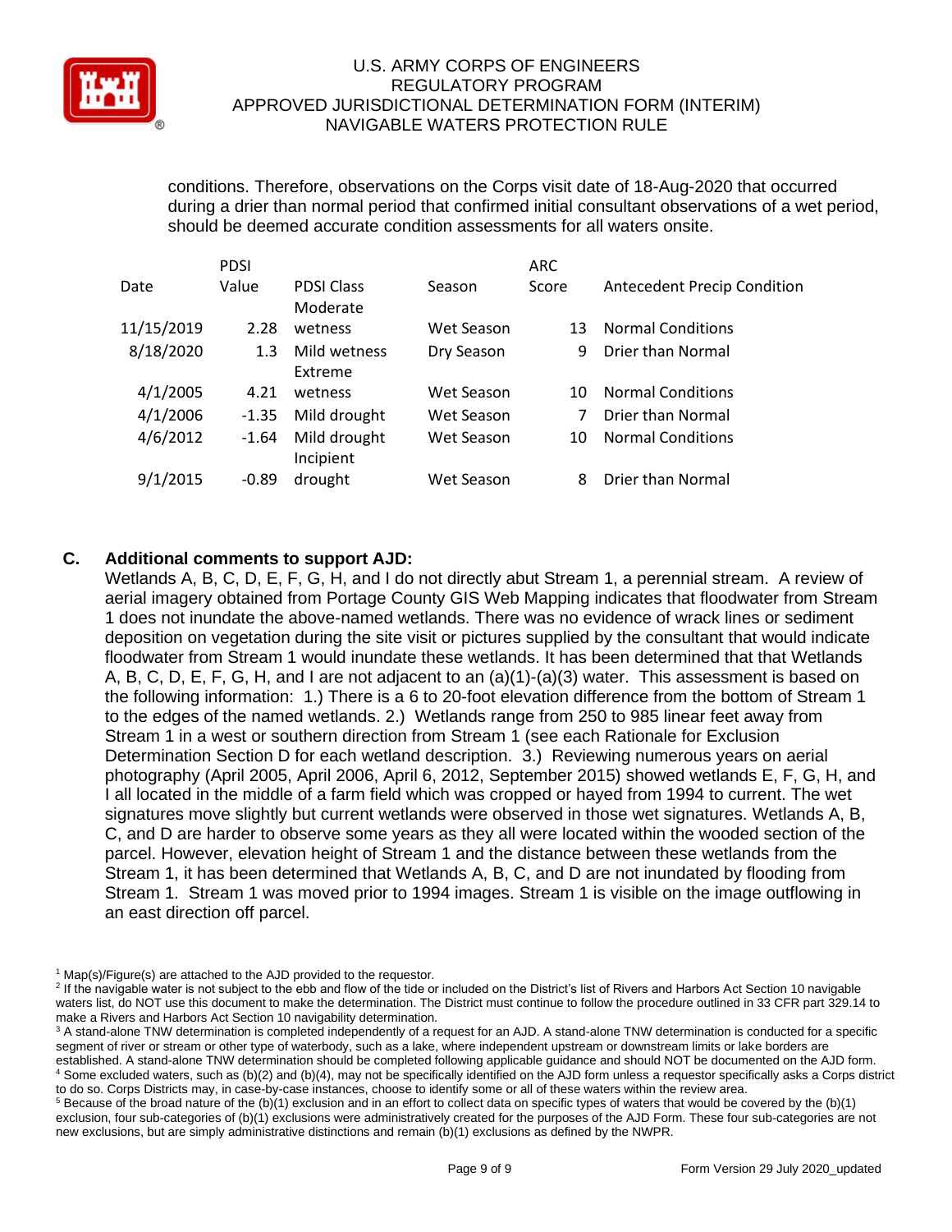conditions. Therefore, observations on the Corps visit date of 18-Aug-2020 that occurred during a drier than normal period that confirmed initial consultant observations of a wet period, should be deemed accurate condition assessments for all waters onsite.

| Date | PDSI Value | PDSI Class | Season | ARC Score | Antecedent Precip Condition |
|---|---|---|---|---|---|
| 11/15/2019 | 2.28 | Moderate wetness | Wet Season | 13 | Normal Conditions |
| 8/18/2020 | 1.3 | Mild wetness | Dry Season | 9 | Drier than Normal |
| 4/1/2005 | 4.21 | Extreme wetness | Wet Season | 10 | Normal Conditions |
| 4/1/2006 | -1.35 | Mild drought | Wet Season | 7 | Drier than Normal |
| 4/6/2012 | -1.64 | Mild drought | Wet Season | 10 | Normal Conditions |
| 9/1/2015 | -0.89 | Incipient drought | Wet Season | 8 | Drier than Normal |

**C. Additional comments to support AJD:**

Wetlands A, B, C, D, E, F, G, H, and I do not directly abut Stream 1, a perennial stream. A review of aerial imagery obtained from Portage County GIS Web Mapping indicates that floodwater from Stream 1 does not inundate the above-named wetlands. There was no evidence of wrack lines or sediment deposition on vegetation during the site visit or pictures supplied by the consultant that would indicate floodwater from Stream 1 would inundate these wetlands. It has been determined that that Wetlands A, B, C, D, E, F, G, H, and I are not adjacent to an (a)(1)-(a)(3) water. This assessment is based on the following information: 1.) There is a 6 to 20-foot elevation difference from the bottom of Stream 1 to the edges of the named wetlands. 2.) Wetlands range from 250 to 985 linear feet away from Stream 1 in a west or southern direction from Stream 1 (see each Rationale for Exclusion Determination Section D for each wetland description. 3.) Reviewing numerous years on aerial photography (April 2005, April 2006, April 6, 2012, September 2015) showed wetlands E, F, G, H, and I all located in the middle of a farm field which was cropped or hayed from 1994 to current. The wet signatures move slightly but current wetlands were observed in those wet signatures. Wetlands A, B, C, and D are harder to observe some years as they all were located within the wooded section of the parcel. However, elevation height of Stream 1 and the distance between these wetlands from the Stream 1, it has been determined that Wetlands A, B, C, and D are not inundated by flooding from Stream 1. Stream 1 was moved prior to 1994 images. Stream 1 is visible on the image outflowing in an east direction off parcel.

[1] Map(s)/Figure(s) are attached to the AJD provided to the requestor.
[2] If the navigable water is not subject to the ebb and flow of the tide or included on the District's list of Rivers and Harbors Act Section 10 navigable waters list, do NOT use this document to make the determination. The District must continue to follow the procedure outlined in 33 CFR part 329.14 to make a Rivers and Harbors Act Section 10 navigability determination.
[3] A stand-alone TNW determination is completed independently of a request for an AJD. A stand-alone TNW determination is conducted for a specific segment of river or stream or other type of waterbody, such as a lake, where independent upstream or downstream limits or lake borders are established. A stand-alone TNW determination should be completed following applicable guidance and should NOT be documented on the AJD form.
[4] Some excluded waters, such as (b)(2) and (b)(4), may not be specifically identified on the AJD form unless a requestor specifically asks a Corps district to do so. Corps Districts may, in case-by-case instances, choose to identify some or all of these waters within the review area.
[5] Because of the broad nature of the (b)(1) exclusion and in an effort to collect data on specific types of waters that would be covered by the (b)(1) exclusion, four sub-categories of (b)(1) exclusions were administratively created for the purposes of the AJD Form. These four sub-categories are not new exclusions, but are simply administrative distinctions and remain (b)(1) exclusions as defined by the NWPR.